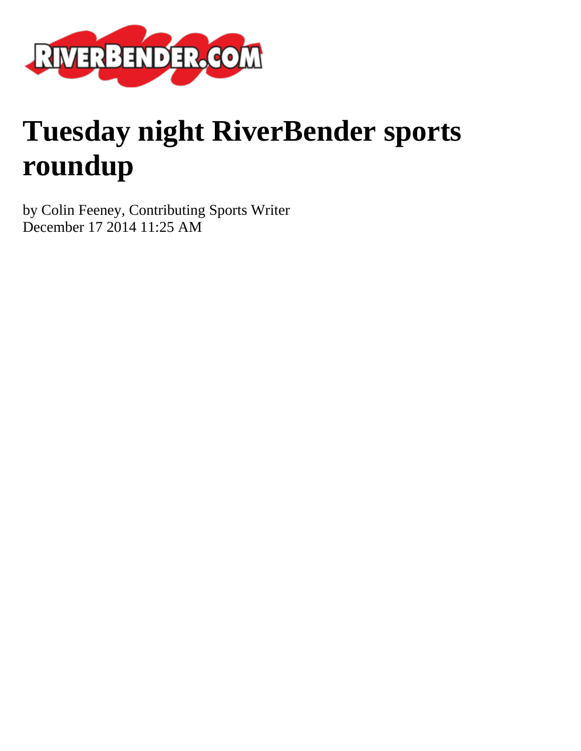# Tuesday night RiverBender sports roundup

by Colin Feeney, Contributing Sports Writer
December 17 2014 11:25 AM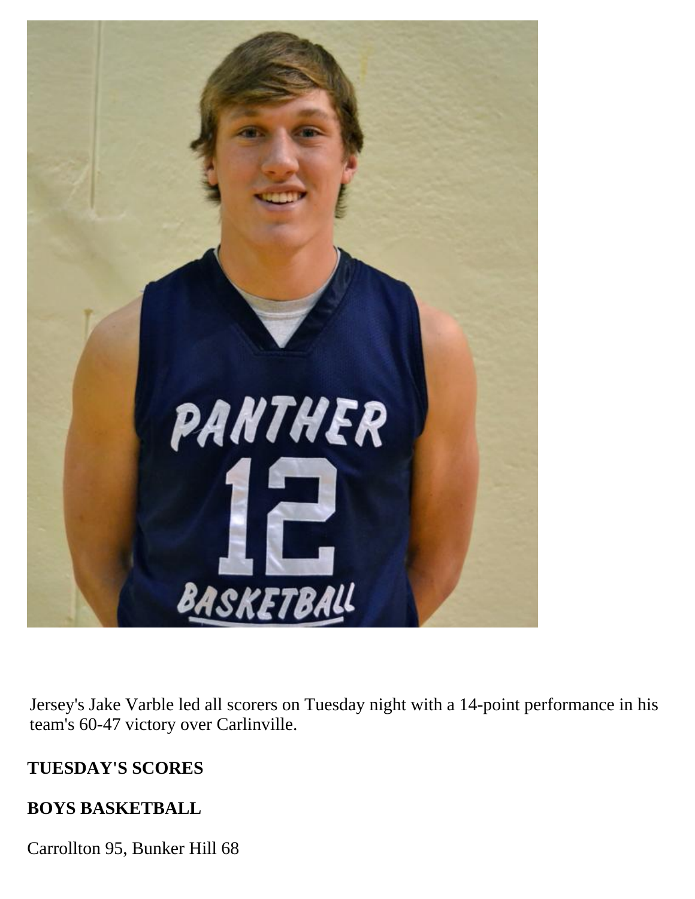Jersey's Jake Varble led all scorers on Tuesday night with a 14-point performance in his team's 60-47 victory over Carlinville.

**TUESDAY'S SCORES**

**BOYS BASKETBALL**

Carrollton 95, Bunker Hill 68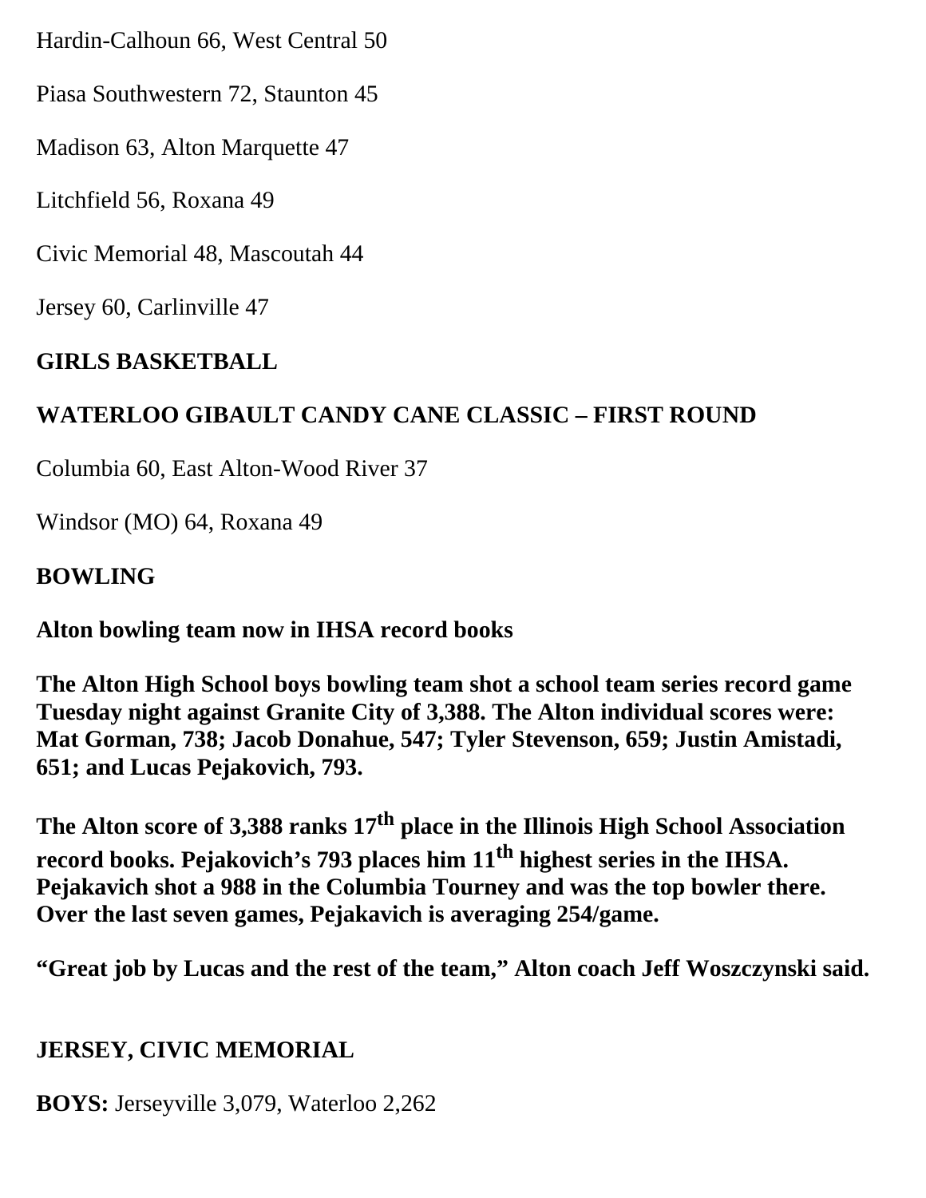Hardin-Calhoun 66, West Central 50

Piasa Southwestern 72, Staunton 45

Madison 63, Alton Marquette 47

Litchfield 56, Roxana 49

Civic Memorial 48, Mascoutah 44

Jersey 60, Carlinville 47

**GIRLS BASKETBALL**

**WATERLOO GIBAULT CANDY CANE CLASSIC – FIRST ROUND**

Columbia 60, East Alton-Wood River 37

Windsor (MO) 64, Roxana 49

**BOWLING**

**Alton bowling team now in IHSA record books**

**The Alton High School boys bowling team shot a school team series record game Tuesday night against Granite City of 3,388. The Alton individual scores were: Mat Gorman, 738; Jacob Donahue, 547; Tyler Stevenson, 659; Justin Amistadi, 651; and Lucas Pejakovich, 793.**

**The Alton score of 3,388 ranks 17th place in the Illinois High School Association record books. Pejakovich's 793 places him 11th highest series in the IHSA. Pejakavich shot a 988 in the Columbia Tourney and was the top bowler there. Over the last seven games, Pejakavich is averaging 254/game.**

**"Great job by Lucas and the rest of the team," Alton coach Jeff Woszczynski said.**

**JERSEY, CIVIC MEMORIAL**

**BOYS:** Jerseyville 3,079, Waterloo 2,262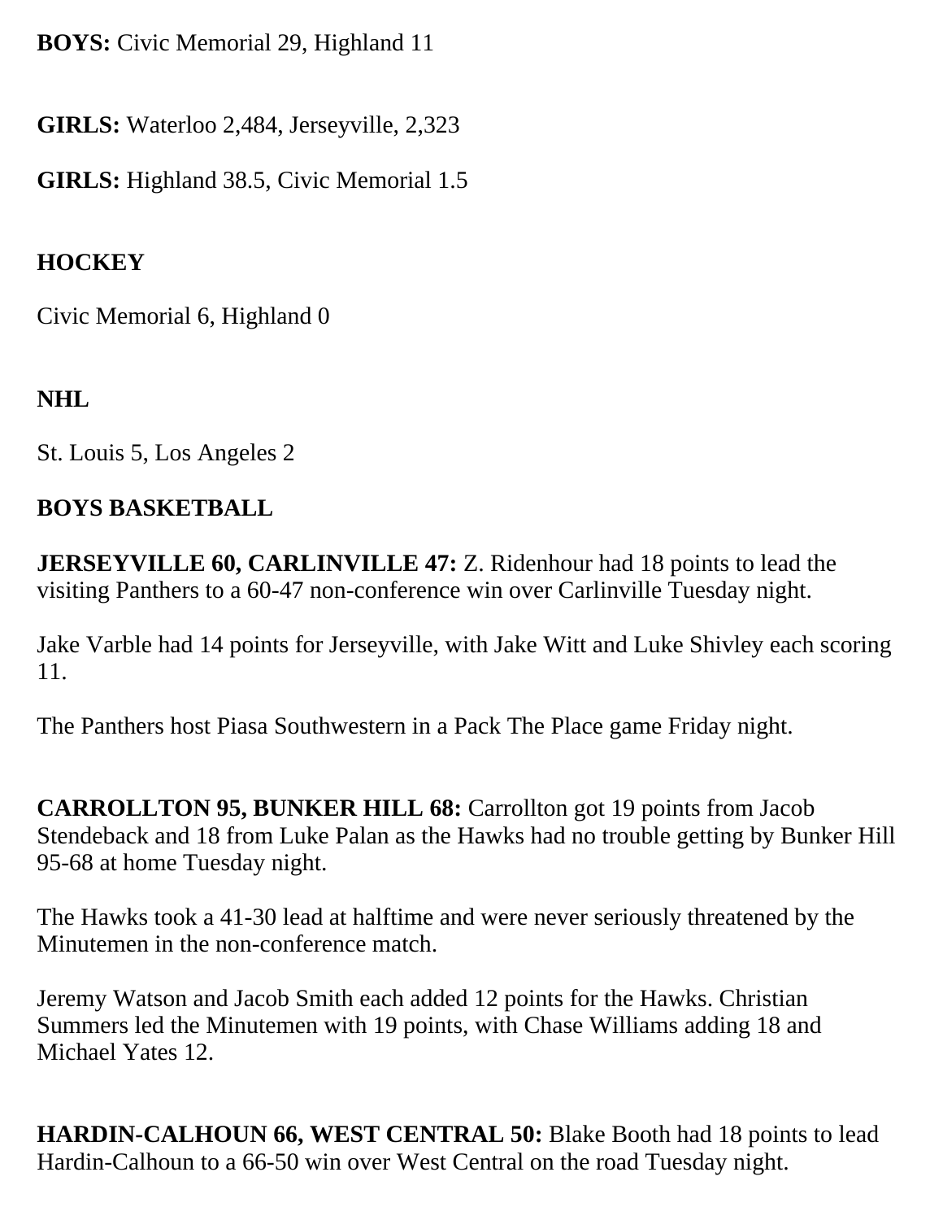**BOYS:** Civic Memorial 29, Highland 11

**GIRLS:** Waterloo 2,484, Jerseyville, 2,323

**GIRLS:** Highland 38.5, Civic Memorial 1.5

**HOCKEY**

Civic Memorial 6, Highland 0

**NHL**

St. Louis 5, Los Angeles 2

**BOYS BASKETBALL**

**JERSEYVILLE 60, CARLINVILLE 47:** Z. Ridenhour had 18 points to lead the visiting Panthers to a 60-47 non-conference win over Carlinville Tuesday night.

Jake Varble had 14 points for Jerseyville, with Jake Witt and Luke Shivley each scoring 11.

The Panthers host Piasa Southwestern in a Pack The Place game Friday night.

**CARROLLTON 95, BUNKER HILL 68:** Carrollton got 19 points from Jacob Stendeback and 18 from Luke Palan as the Hawks had no trouble getting by Bunker Hill 95-68 at home Tuesday night.

The Hawks took a 41-30 lead at halftime and were never seriously threatened by the Minutemen in the non-conference match.

Jeremy Watson and Jacob Smith each added 12 points for the Hawks. Christian Summers led the Minutemen with 19 points, with Chase Williams adding 18 and Michael Yates 12.

**HARDIN-CALHOUN 66, WEST CENTRAL 50:** Blake Booth had 18 points to lead Hardin-Calhoun to a 66-50 win over West Central on the road Tuesday night.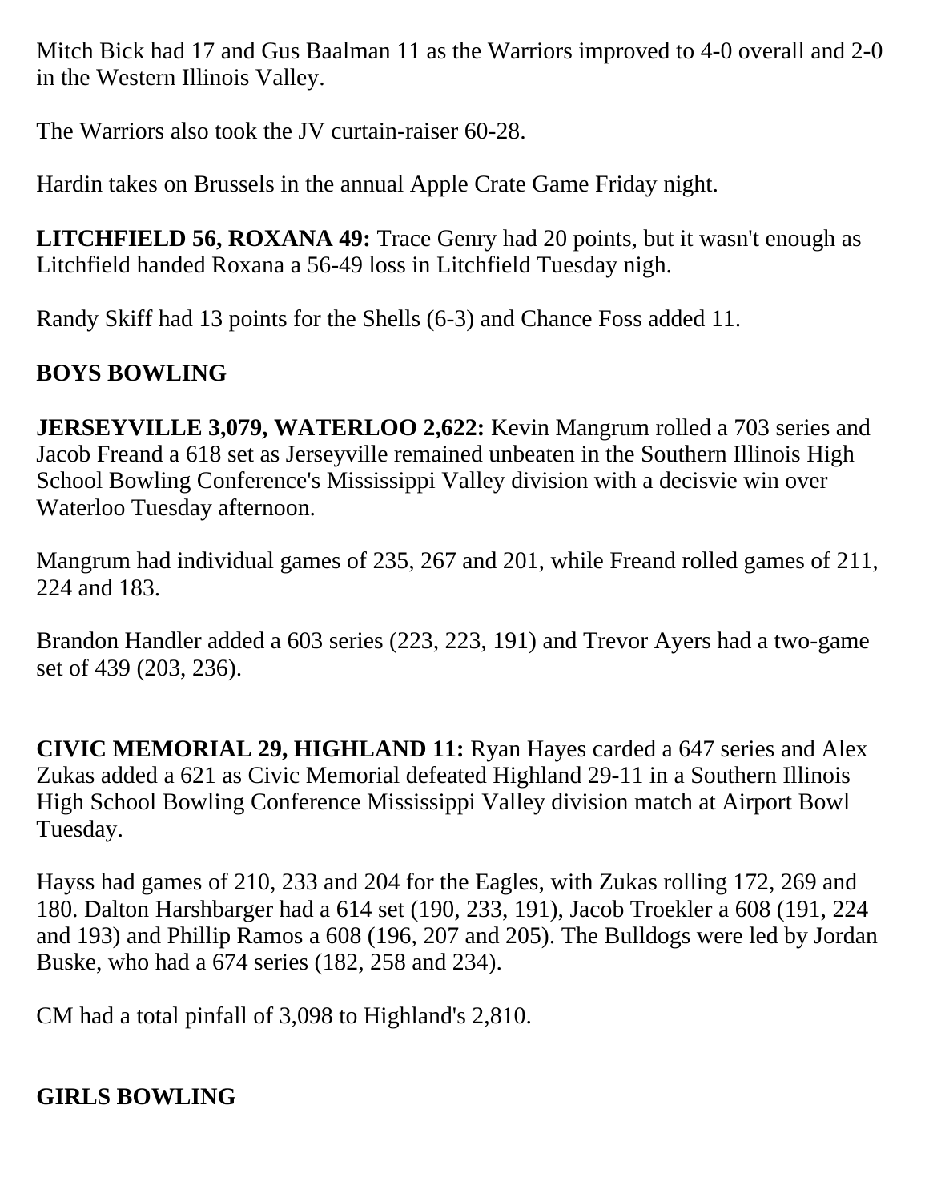Mitch Bick had 17 and Gus Baalman 11 as the Warriors improved to 4-0 overall and 2-0 in the Western Illinois Valley.

The Warriors also took the JV curtain-raiser 60-28.

Hardin takes on Brussels in the annual Apple Crate Game Friday night.

**LITCHFIELD 56, ROXANA 49:** Trace Genry had 20 points, but it wasn't enough as Litchfield handed Roxana a 56-49 loss in Litchfield Tuesday nigh.

Randy Skiff had 13 points for the Shells (6-3) and Chance Foss added 11.

**BOYS BOWLING**

**JERSEYVILLE 3,079, WATERLOO 2,622:** Kevin Mangrum rolled a 703 series and Jacob Freand a 618 set as Jerseyville remained unbeaten in the Southern Illinois High School Bowling Conference's Mississippi Valley division with a decisvie win over Waterloo Tuesday afternoon.

Mangrum had individual games of 235, 267 and 201, while Freand rolled games of 211, 224 and 183.

Brandon Handler added a 603 series (223, 223, 191) and Trevor Ayers had a two-game set of 439 (203, 236).

**CIVIC MEMORIAL 29, HIGHLAND 11:** Ryan Hayes carded a 647 series and Alex Zukas added a 621 as Civic Memorial defeated Highland 29-11 in a Southern Illinois High School Bowling Conference Mississippi Valley division match at Airport Bowl Tuesday.

Hayss had games of 210, 233 and 204 for the Eagles, with Zukas rolling 172, 269 and 180. Dalton Harshbarger had a 614 set (190, 233, 191), Jacob Troekler a 608 (191, 224 and 193) and Phillip Ramos a 608 (196, 207 and 205). The Bulldogs were led by Jordan Buske, who had a 674 series (182, 258 and 234).

CM had a total pinfall of 3,098 to Highland's 2,810.

**GIRLS BOWLING**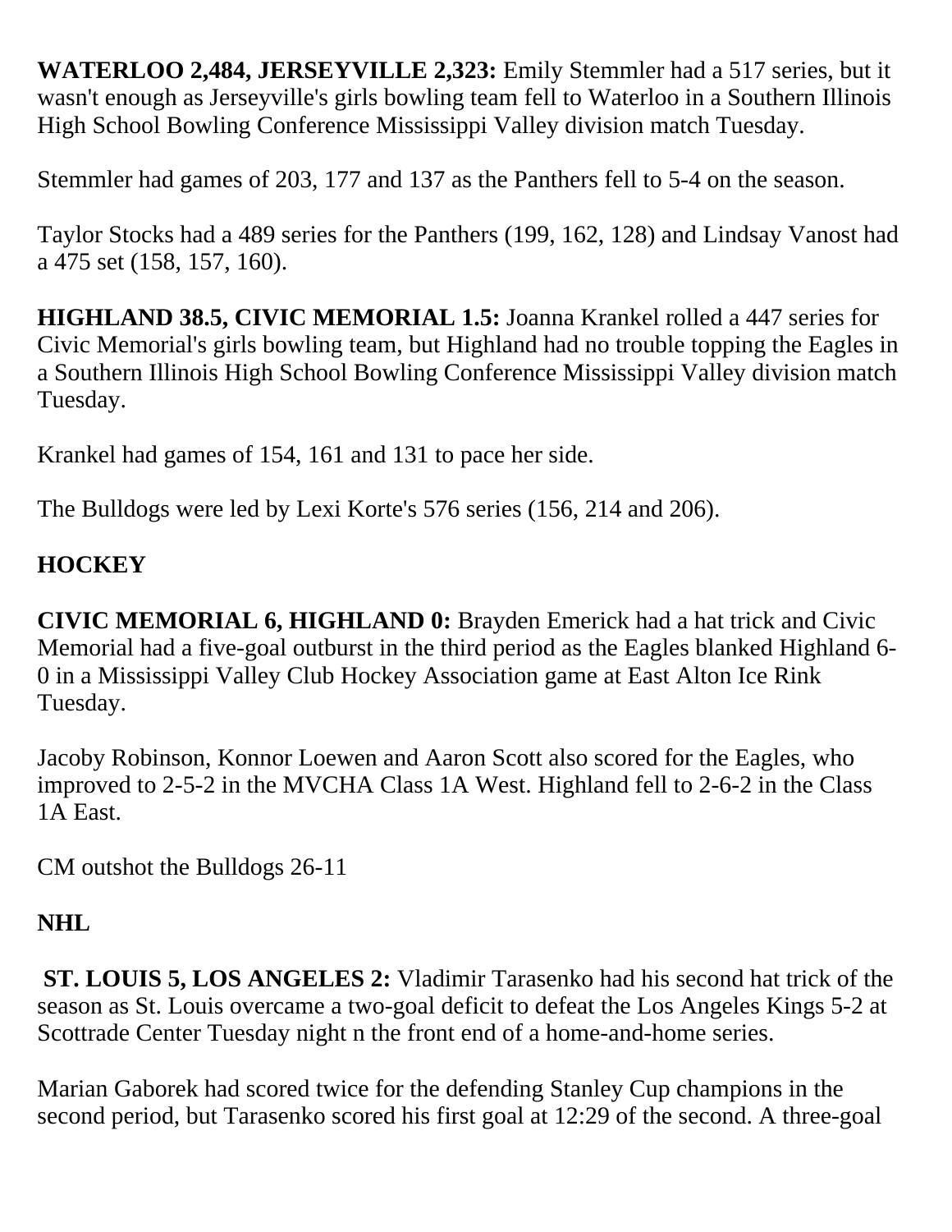**WATERLOO 2,484, JERSEYVILLE 2,323:** Emily Stemmler had a 517 series, but it wasn't enough as Jerseyville's girls bowling team fell to Waterloo in a Southern Illinois High School Bowling Conference Mississippi Valley division match Tuesday.

Stemmler had games of 203, 177 and 137 as the Panthers fell to 5-4 on the season.

Taylor Stocks had a 489 series for the Panthers (199, 162, 128) and Lindsay Vanost had a 475 set (158, 157, 160).

**HIGHLAND 38.5, CIVIC MEMORIAL 1.5:** Joanna Krankel rolled a 447 series for Civic Memorial's girls bowling team, but Highland had no trouble topping the Eagles in a Southern Illinois High School Bowling Conference Mississippi Valley division match Tuesday.

Krankel had games of 154, 161 and 131 to pace her side.

The Bulldogs were led by Lexi Korte's 576 series (156, 214 and 206).

## HOCKEY

**CIVIC MEMORIAL 6, HIGHLAND 0:** Brayden Emerick had a hat trick and Civic Memorial had a five-goal outburst in the third period as the Eagles blanked Highland 6-0 in a Mississippi Valley Club Hockey Association game at East Alton Ice Rink Tuesday.

Jacoby Robinson, Konnor Loewen and Aaron Scott also scored for the Eagles, who improved to 2-5-2 in the MVCHA Class 1A West. Highland fell to 2-6-2 in the Class 1A East.

CM outshot the Bulldogs 26-11

## NHL

**ST. LOUIS 5, LOS ANGELES 2:** Vladimir Tarasenko had his second hat trick of the season as St. Louis overcame a two-goal deficit to defeat the Los Angeles Kings 5-2 at Scottrade Center Tuesday night n the front end of a home-and-home series.

Marian Gaborek had scored twice for the defending Stanley Cup champions in the second period, but Tarasenko scored his first goal at 12:29 of the second. A three-goal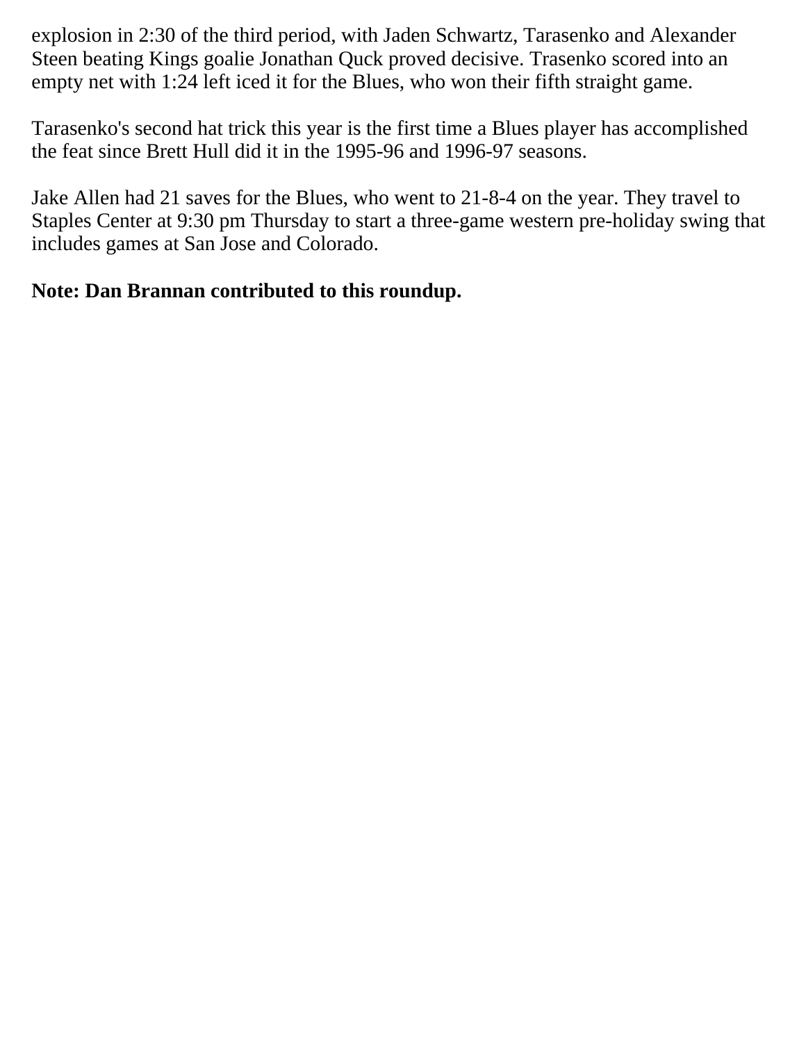explosion in 2:30 of the third period, with Jaden Schwartz, Tarasenko and Alexander Steen beating Kings goalie Jonathan Quck proved decisive. Trasenko scored into an empty net with 1:24 left iced it for the Blues, who won their fifth straight game.

Tarasenko's second hat trick this year is the first time a Blues player has accomplished the feat since Brett Hull did it in the 1995-96 and 1996-97 seasons.

Jake Allen had 21 saves for the Blues, who went to 21-8-4 on the year. They travel to Staples Center at 9:30 pm Thursday to start a three-game western pre-holiday swing that includes games at San Jose and Colorado.

**Note: Dan Brannan contributed to this roundup.**